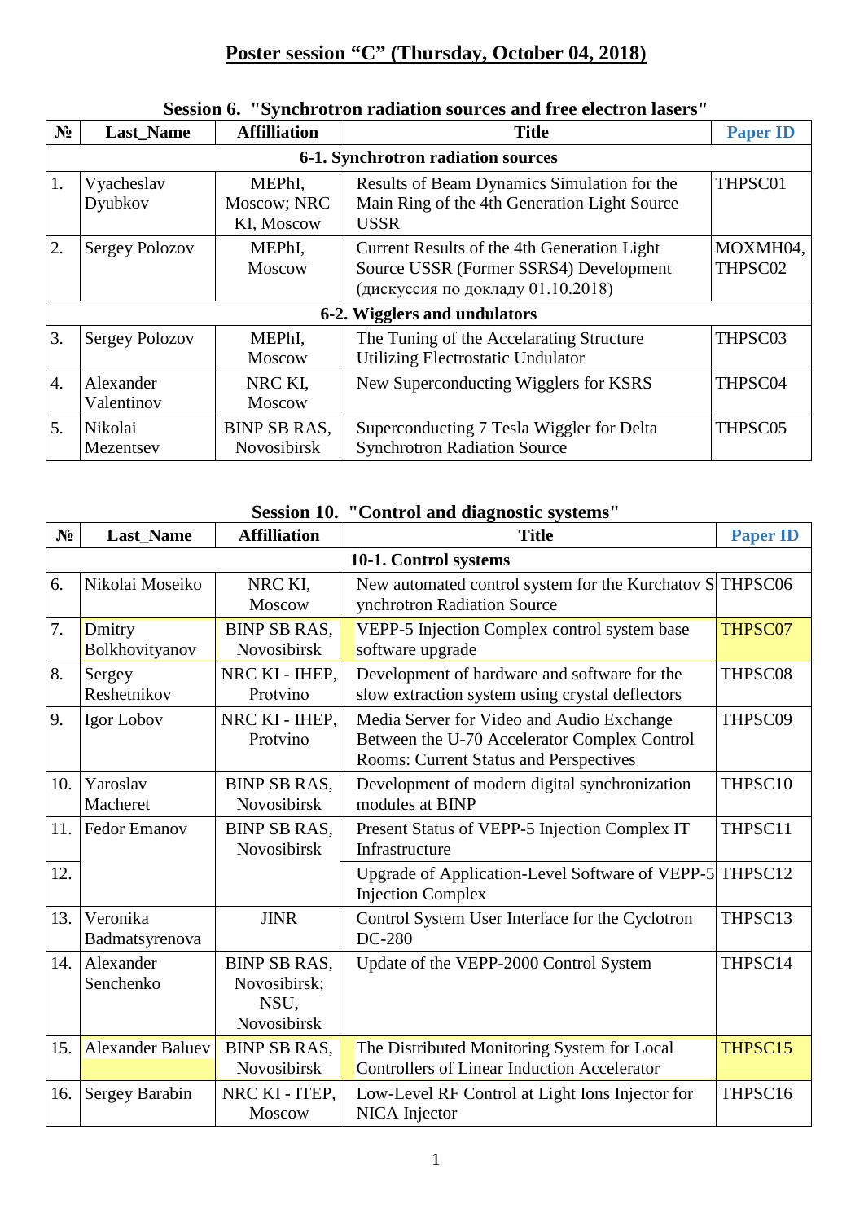# Poster session “C” (Thursday, October 04, 2018)

## Session 6. "Synchrotron radiation sources and free electron lasers"

| № | Last_Name | Affilliation | Title | Paper ID |
|---|---|---|---|---|
| **6-1. Synchrotron radiation sources** | | | | |
| 1. | Vyacheslav Dyubkov | MEPhI, Moscow; NRC KI, Moscow | Results of Beam Dynamics Simulation for the Main Ring of the 4th Generation Light Source USSR | THPSC01 |
| 2. | Sergey Polozov | MEPhI, Moscow | Current Results of the 4th Generation Light Source USSR (Former SSRS4) Development (дискуссия по докладу 01.10.2018) | MOXMH04, THPSC02 |
| **6-2. Wigglers and undulators** | | | | |
| 3. | Sergey Polozov | MEPhI, Moscow | The Tuning of the Accelarating Structure Utilizing Electrostatic Undulator | THPSC03 |
| 4. | Alexander Valentinov | NRC KI, Moscow | New Superconducting Wigglers for KSRS | THPSC04 |
| 5. | Nikolai Mezentsev | BINP SB RAS, Novosibirsk | Superconducting 7 Tesla Wiggler for Delta Synchrotron Radiation Source | THPSC05 |

## Session 10. "Control and diagnostic systems"

| № | Last_Name | Affilliation | Title | Paper ID |
|---|---|---|---|---|
| **10-1. Control systems** | | | | |
| 6. | Nikolai Moseiko | NRC KI, Moscow | New automated control system for the Kurchatov S ynchrotron Radiation Source | THPSC06 |
| 7. | Dmitry Bolkhovityanov | BINP SB RAS, Novosibirsk | VEPP-5 Injection Complex control system base software upgrade | THPSC07 |
| 8. | Sergey Reshetnikov | NRC KI - IHEP, Protvino | Development of hardware and software for the slow extraction system using crystal deflectors | THPSC08 |
| 9. | Igor Lobov | NRC KI - IHEP, Protvino | Media Server for Video and Audio Exchange Between the U-70 Accelerator Complex Control Rooms: Current Status and Perspectives | THPSC09 |
| 10. | Yaroslav Macheret | BINP SB RAS, Novosibirsk | Development of modern digital synchronization modules at BINP | THPSC10 |
| 11. | Fedor Emanov | BINP SB RAS, Novosibirsk | Present Status of VEPP-5 Injection Complex IT Infrastructure | THPSC11 |
| 12. | | | Upgrade of Application-Level Software of VEPP-5 Injection Complex | THPSC12 |
| 13. | Veronika Badmatsyrenova | JINR | Control System User Interface for the Cyclotron DC-280 | THPSC13 |
| 14. | Alexander Senchenko | BINP SB RAS, Novosibirsk; NSU, Novosibirsk | Update of the VEPP-2000 Control System | THPSC14 |
| 15. | Alexander Baluev | BINP SB RAS, Novosibirsk | The Distributed Monitoring System for Local Controllers of Linear Induction Accelerator | THPSC15 |
| 16. | Sergey Barabin | NRC KI - ITEP, Moscow | Low-Level RF Control at Light Ions Injector for NICA Injector | THPSC16 |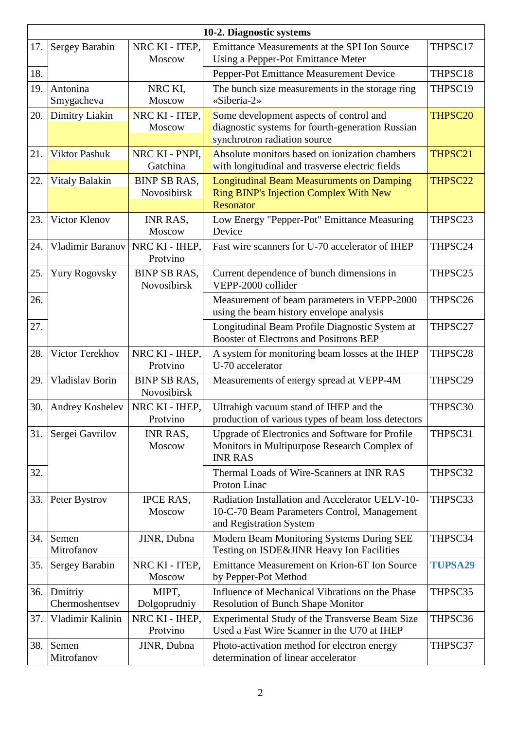| 10-2. Diagnostic systems | | | | |
|---|---|---|---|---|
| 17. | Sergey Barabin | NRC KI - ITEP, Moscow | Emittance Measurements at the SPI Ion Source Using a Pepper-Pot Emittance Meter | THPSC17 |
| 18. | | | Pepper-Pot Emittance Measurement Device | THPSC18 |
| 19. | Antonina Smygacheva | NRC KI, Moscow | The bunch size measurements in the storage ring «Siberia-2» | THPSC19 |
| 20. | Dimitry Liakin | NRC KI - ITEP, Moscow | Some development aspects of control and diagnostic systems for fourth-generation Russian synchrotron radiation source | THPSC20 |
| 21. | Viktor Pashuk | NRC KI - PNPI, Gatchina | Absolute monitors based on ionization chambers with longitudinal and trasverse electric fields | THPSC21 |
| 22. | Vitaly Balakin | BINP SB RAS, Novosibirsk | Longitudinal Beam Measuruments on Damping Ring BINP's Injection Complex With New Resonator | THPSC22 |
| 23. | Victor Klenov | INR RAS, Moscow | Low Energy "Pepper-Pot" Emittance Measuring Device | THPSC23 |
| 24. | Vladimir Baranov | NRC KI - IHEP, Protvino | Fast wire scanners for U-70 accelerator of IHEP | THPSC24 |
| 25. | Yury Rogovsky | BINP SB RAS, Novosibirsk | Current dependence of bunch dimensions in VEPP-2000 collider | THPSC25 |
| 26. | | | Measurement of beam parameters in VEPP-2000 using the beam history envelope analysis | THPSC26 |
| 27. | | | Longitudinal Beam Profile Diagnostic System at Booster of Electrons and Positrons BEP | THPSC27 |
| 28. | Victor Terekhov | NRC KI - IHEP, Protvino | A system for monitoring beam losses at the IHEP U-70 accelerator | THPSC28 |
| 29. | Vladislav Borin | BINP SB RAS, Novosibirsk | Measurements of energy spread at VEPP-4M | THPSC29 |
| 30. | Andrey Koshelev | NRC KI - IHEP, Protvino | Ultrahigh vacuum stand of IHEP and the production of various types of beam loss detectors | THPSC30 |
| 31. | Sergei Gavrilov | INR RAS, Moscow | Upgrade of Electronics and Software for Profile Monitors in Multipurpose Research Complex of INR RAS | THPSC31 |
| 32. | | | Thermal Loads of Wire-Scanners at INR RAS Proton Linac | THPSC32 |
| 33. | Peter Bystrov | IPCE RAS, Moscow | Radiation Installation and Accelerator UELV-10-10-C-70 Beam Parameters Control, Management and Registration System | THPSC33 |
| 34. | Semen Mitrofanov | JINR, Dubna | Modern Beam Monitoring Systems During SEE Testing on ISDE&JINR Heavy Ion Facilities | THPSC34 |
| 35. | Sergey Barabin | NRC KI - ITEP, Moscow | Emittance Measurement on Krion-6T Ion Source by Pepper-Pot Method | **TUPSA29** |
| 36. | Dmitriy Chermoshentsev | MIPT, Dolgoprudniy | Influence of Mechanical Vibrations on the Phase Resolution of Bunch Shape Monitor | THPSC35 |
| 37. | Vladimir Kalinin | NRC KI - IHEP, Protvino | Experimental Study of the Transverse Beam Size Used a Fast Wire Scanner in the U70 at IHEP | THPSC36 |
| 38. | Semen Mitrofanov | JINR, Dubna | Photo-activation method for electron energy determination of linear accelerator | THPSC37 |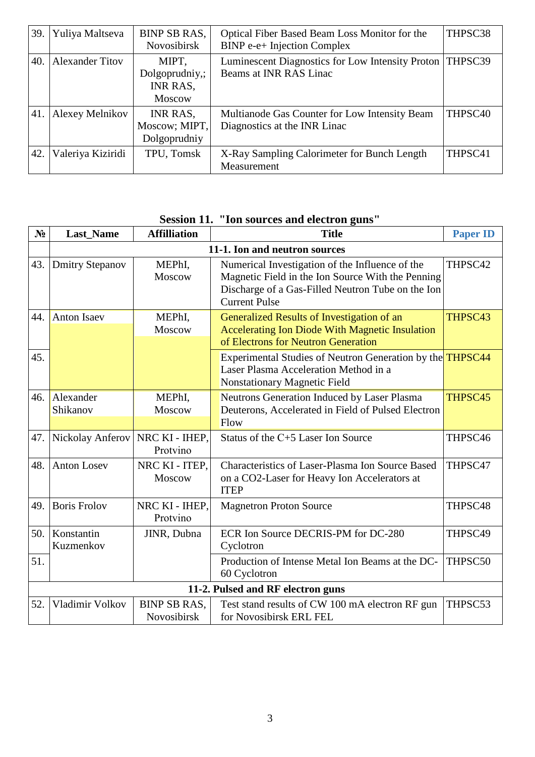| 39. | Yuliya Maltseva | BINP SB RAS, Novosibirsk | Optical Fiber Based Beam Loss Monitor for the BINP e-e+ Injection Complex | THPSC38 |
|---|---|---|---|---|
| 40. | Alexander Titov | MIPT, Dolgoprudniy,; INR RAS, Moscow | Luminescent Diagnostics for Low Intensity Proton Beams at INR RAS Linac | THPSC39 |
| 41. | Alexey Melnikov | INR RAS, Moscow; MIPT, Dolgoprudniy | Multianode Gas Counter for Low Intensity Beam Diagnostics at the INR Linac | THPSC40 |
| 42. | Valeriya Kiziridi | TPU, Tomsk | X-Ray Sampling Calorimeter for Bunch Length Measurement | THPSC41 |

## Session 11. "Ion sources and electron guns"

| № | Last_Name | Affilliation | Title | Paper ID |
|---|---|---|---|---|
| | **11-1. Ion and neutron sources** | | | |
| 43. | Dmitry Stepanov | MEPhI, Moscow | Numerical Investigation of the Influence of the Magnetic Field in the Ion Source With the Penning Discharge of a Gas-Filled Neutron Tube on the Ion Current Pulse | THPSC42 |
| 44. | Anton Isaev | MEPhI, Moscow | Generalized Results of Investigation of an Accelerating Ion Diode With Magnetic Insulation of Electrons for Neutron Generation | THPSC43 |
| 45. | | | Experimental Studies of Neutron Generation by the Laser Plasma Acceleration Method in a Nonstationary Magnetic Field | THPSC44 |
| 46. | Alexander Shikanov | MEPhI, Moscow | Neutrons Generation Induced by Laser Plasma Deuterons, Accelerated in Field of Pulsed Electron Flow | THPSC45 |
| 47. | Nickolay Anferov | NRC KI - IHEP, Protvino | Status of the C+5 Laser Ion Source | THPSC46 |
| 48. | Anton Losev | NRC KI - ITEP, Moscow | Characteristics of Laser-Plasma Ion Source Based on a CO2-Laser for Heavy Ion Accelerators at ITEP | THPSC47 |
| 49. | Boris Frolov | NRC KI - IHEP, Protvino | Magnetron Proton Source | THPSC48 |
| 50. | Konstantin Kuzmenkov | JINR, Dubna | ECR Ion Source DECRIS-PM for DC-280 Cyclotron | THPSC49 |
| 51. | | | Production of Intense Metal Ion Beams at the DC-60 Cyclotron | THPSC50 |
| | **11-2. Pulsed and RF electron guns** | | | |
| 52. | Vladimir Volkov | BINP SB RAS, Novosibirsk | Test stand results of CW 100 mA electron RF gun for Novosibirsk ERL FEL | THPSC53 |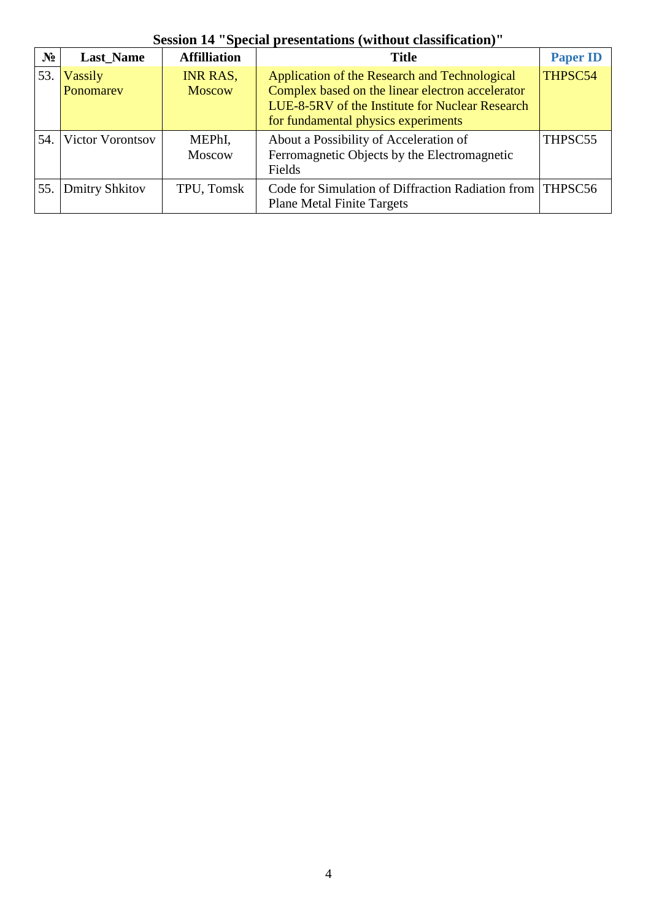**Session 14 "Special presentations (without classification)"**

| № | Last_Name | Affilliation | Title | Paper ID |
|---|---|---|---|---|
| 53. | Vassily Ponomarev | INR RAS, Moscow | Application of the Research and Technological Complex based on the linear electron accelerator LUE-8-5RV of the Institute for Nuclear Research for fundamental physics experiments | THPSC54 |
| 54. | Victor Vorontsov | MEPhI, Moscow | About a Possibility of Acceleration of Ferromagnetic Objects by the Electromagnetic Fields | THPSC55 |
| 55. | Dmitry Shkitov | TPU, Tomsk | Code for Simulation of Diffraction Radiation from Plane Metal Finite Targets | THPSC56 |